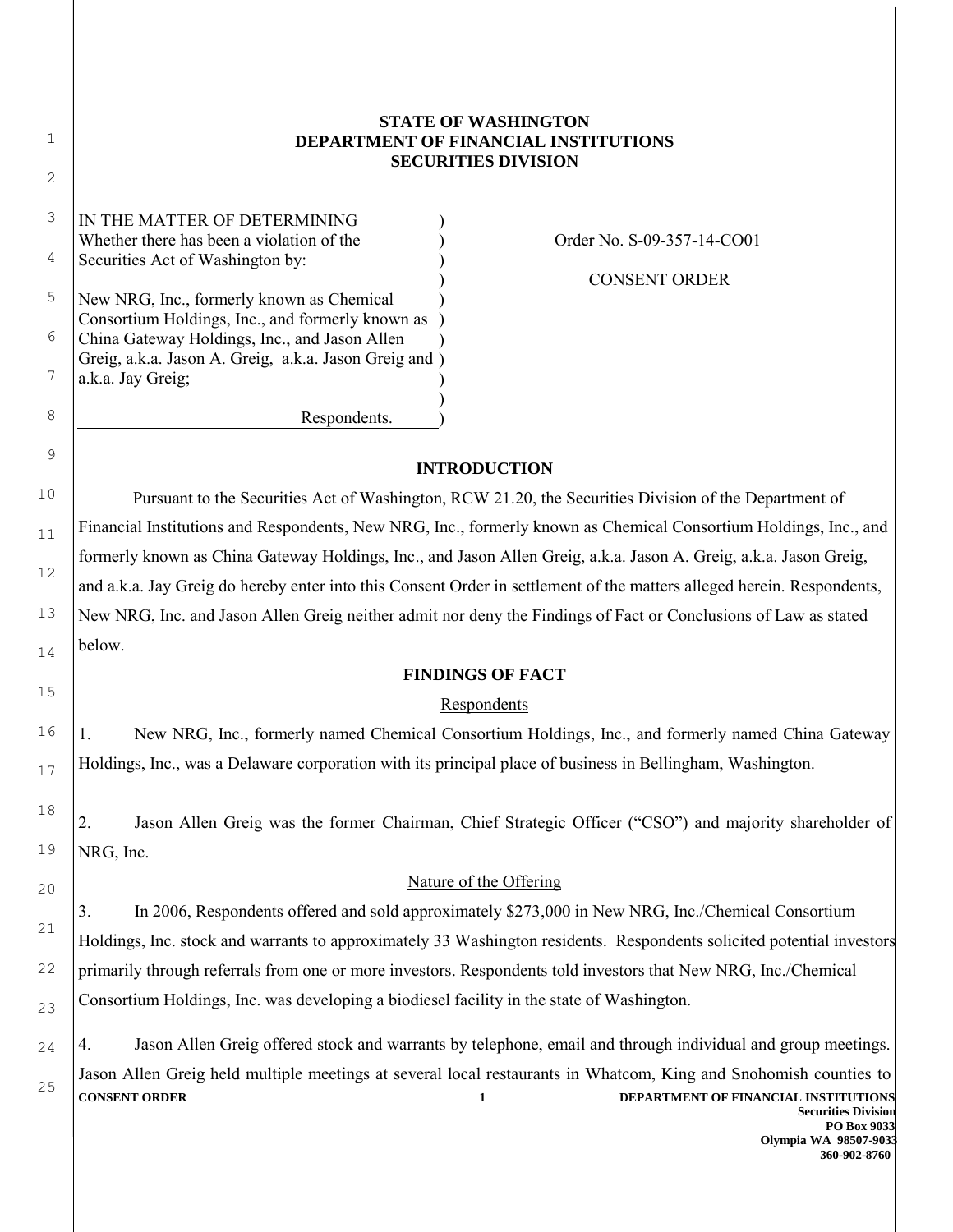**STATE OF WASHINGTON**
**DEPARTMENT OF FINANCIAL INSTITUTIONS**
**SECURITIES DIVISION**

| IN THE MATTER OF DETERMINING Whether there has been a violation of the Securities Act of Washington by: New NRG, Inc., formerly known as Chemical Consortium Holdings, Inc., and formerly known as China Gateway Holdings, Inc., and Jason Allen Greig, a.k.a. Jason A. Greig, a.k.a. Jason Greig and a.k.a. Jay Greig; Respondents. | Order No. S-09-357-14-CO01 CONSENT ORDER |
|---|---|

## INTRODUCTION

Pursuant to the Securities Act of Washington, RCW 21.20, the Securities Division of the Department of Financial Institutions and Respondents, New NRG, Inc., formerly known as Chemical Consortium Holdings, Inc., and formerly known as China Gateway Holdings, Inc., and Jason Allen Greig, a.k.a. Jason A. Greig, a.k.a. Jason Greig, and a.k.a. Jay Greig do hereby enter into this Consent Order in settlement of the matters alleged herein. Respondents, New NRG, Inc. and Jason Allen Greig neither admit nor deny the Findings of Fact or Conclusions of Law as stated below.

## FINDINGS OF FACT

### Respondents

1. New NRG, Inc., formerly named Chemical Consortium Holdings, Inc., and formerly named China Gateway Holdings, Inc., was a Delaware corporation with its principal place of business in Bellingham, Washington.

2. Jason Allen Greig was the former Chairman, Chief Strategic Officer ("CSO") and majority shareholder of NRG, Inc.

### Nature of the Offering

3. In 2006, Respondents offered and sold approximately $273,000 in New NRG, Inc./Chemical Consortium Holdings, Inc. stock and warrants to approximately 33 Washington residents. Respondents solicited potential investors primarily through referrals from one or more investors. Respondents told investors that New NRG, Inc./Chemical Consortium Holdings, Inc. was developing a biodiesel facility in the state of Washington.

4. Jason Allen Greig offered stock and warrants by telephone, email and through individual and group meetings. Jason Allen Greig held multiple meetings at several local restaurants in Whatcom, King and Snohomish counties to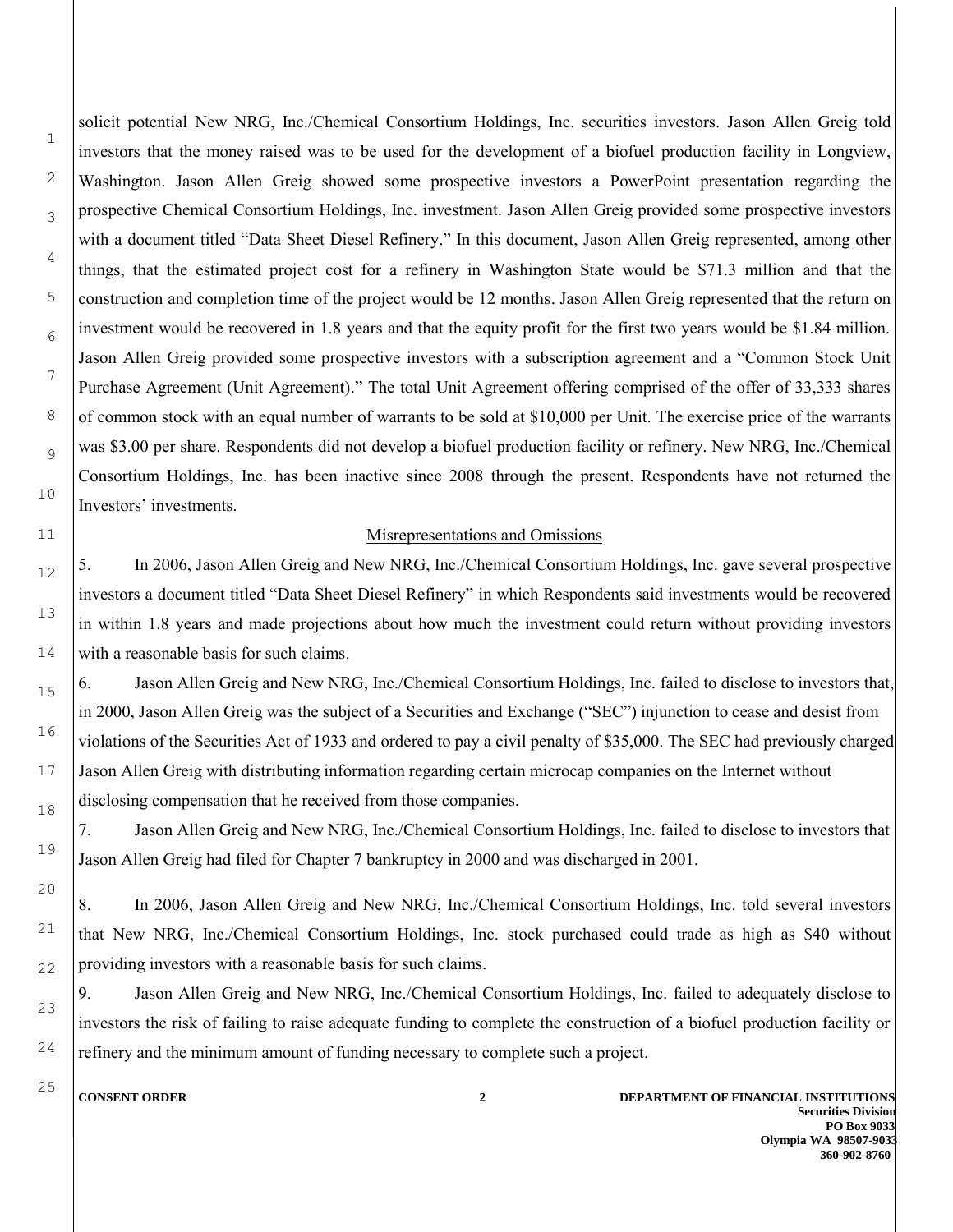solicit potential New NRG, Inc./Chemical Consortium Holdings, Inc. securities investors. Jason Allen Greig told investors that the money raised was to be used for the development of a biofuel production facility in Longview, Washington. Jason Allen Greig showed some prospective investors a PowerPoint presentation regarding the prospective Chemical Consortium Holdings, Inc. investment. Jason Allen Greig provided some prospective investors with a document titled "Data Sheet Diesel Refinery." In this document, Jason Allen Greig represented, among other things, that the estimated project cost for a refinery in Washington State would be $71.3 million and that the construction and completion time of the project would be 12 months. Jason Allen Greig represented that the return on investment would be recovered in 1.8 years and that the equity profit for the first two years would be $1.84 million. Jason Allen Greig provided some prospective investors with a subscription agreement and a "Common Stock Unit Purchase Agreement (Unit Agreement)." The total Unit Agreement offering comprised of the offer of 33,333 shares of common stock with an equal number of warrants to be sold at $10,000 per Unit. The exercise price of the warrants was $3.00 per share. Respondents did not develop a biofuel production facility or refinery. New NRG, Inc./Chemical Consortium Holdings, Inc. has been inactive since 2008 through the present. Respondents have not returned the Investors' investments.

## Misrepresentations and Omissions

5. In 2006, Jason Allen Greig and New NRG, Inc./Chemical Consortium Holdings, Inc. gave several prospective investors a document titled "Data Sheet Diesel Refinery" in which Respondents said investments would be recovered in within 1.8 years and made projections about how much the investment could return without providing investors with a reasonable basis for such claims.

6. Jason Allen Greig and New NRG, Inc./Chemical Consortium Holdings, Inc. failed to disclose to investors that, in 2000, Jason Allen Greig was the subject of a Securities and Exchange ("SEC") injunction to cease and desist from violations of the Securities Act of 1933 and ordered to pay a civil penalty of $35,000. The SEC had previously charged Jason Allen Greig with distributing information regarding certain microcap companies on the Internet without disclosing compensation that he received from those companies.

7. Jason Allen Greig and New NRG, Inc./Chemical Consortium Holdings, Inc. failed to disclose to investors that Jason Allen Greig had filed for Chapter 7 bankruptcy in 2000 and was discharged in 2001.

8. In 2006, Jason Allen Greig and New NRG, Inc./Chemical Consortium Holdings, Inc. told several investors that New NRG, Inc./Chemical Consortium Holdings, Inc. stock purchased could trade as high as $40 without providing investors with a reasonable basis for such claims.

9. Jason Allen Greig and New NRG, Inc./Chemical Consortium Holdings, Inc. failed to adequately disclose to investors the risk of failing to raise adequate funding to complete the construction of a biofuel production facility or refinery and the minimum amount of funding necessary to complete such a project.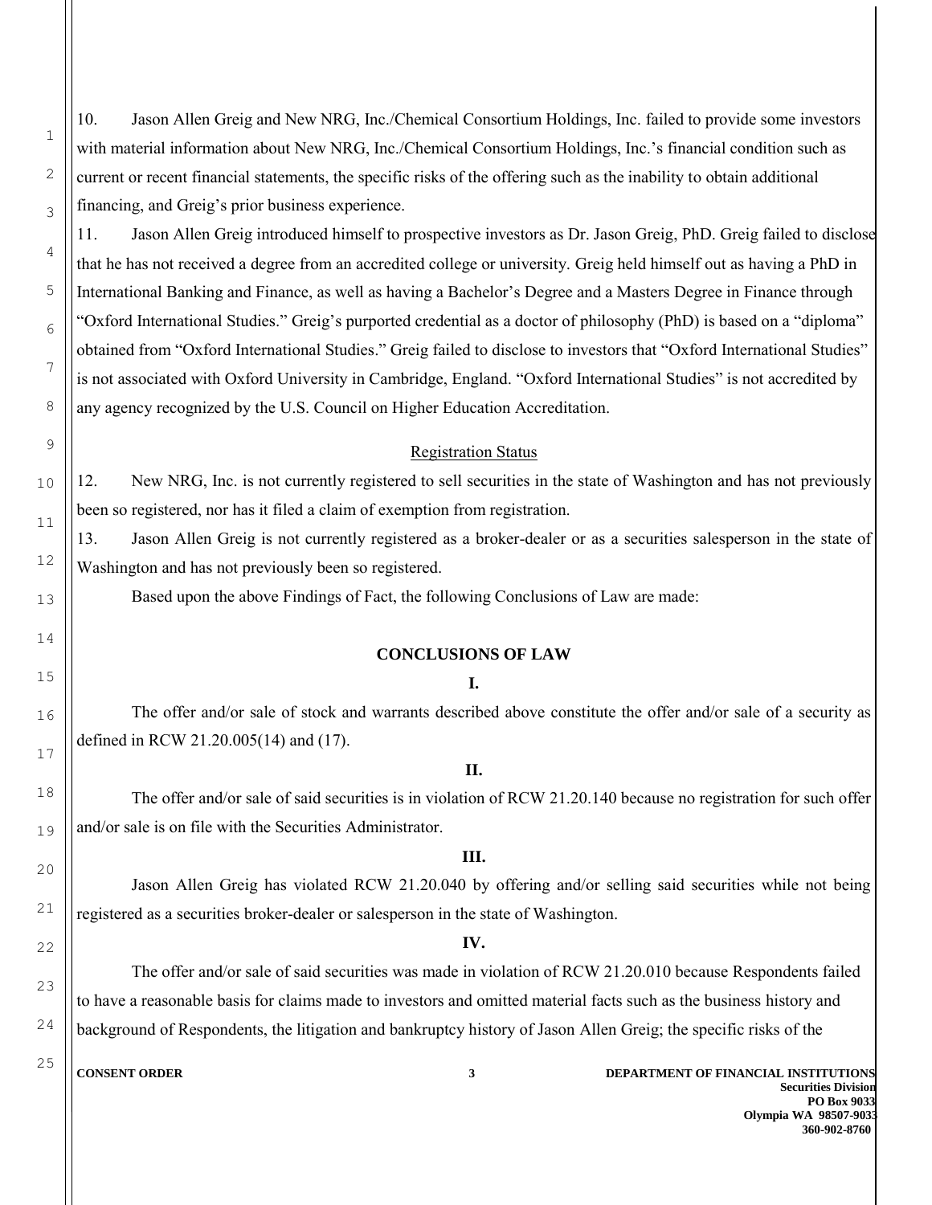10. Jason Allen Greig and New NRG, Inc./Chemical Consortium Holdings, Inc. failed to provide some investors with material information about New NRG, Inc./Chemical Consortium Holdings, Inc.'s financial condition such as current or recent financial statements, the specific risks of the offering such as the inability to obtain additional financing, and Greig's prior business experience.

11. Jason Allen Greig introduced himself to prospective investors as Dr. Jason Greig, PhD. Greig failed to disclose that he has not received a degree from an accredited college or university. Greig held himself out as having a PhD in International Banking and Finance, as well as having a Bachelor's Degree and a Masters Degree in Finance through "Oxford International Studies." Greig's purported credential as a doctor of philosophy (PhD) is based on a "diploma" obtained from "Oxford International Studies." Greig failed to disclose to investors that "Oxford International Studies" is not associated with Oxford University in Cambridge, England. "Oxford International Studies" is not accredited by any agency recognized by the U.S. Council on Higher Education Accreditation.

Registration Status

12. New NRG, Inc. is not currently registered to sell securities in the state of Washington and has not previously been so registered, nor has it filed a claim of exemption from registration.

13. Jason Allen Greig is not currently registered as a broker-dealer or as a securities salesperson in the state of Washington and has not previously been so registered.

Based upon the above Findings of Fact, the following Conclusions of Law are made:

## CONCLUSIONS OF LAW

**I.**

The offer and/or sale of stock and warrants described above constitute the offer and/or sale of a security as defined in RCW 21.20.005(14) and (17).

**II.**

The offer and/or sale of said securities is in violation of RCW 21.20.140 because no registration for such offer and/or sale is on file with the Securities Administrator.

**III.**

Jason Allen Greig has violated RCW 21.20.040 by offering and/or selling said securities while not being registered as a securities broker-dealer or salesperson in the state of Washington.

**IV.**

The offer and/or sale of said securities was made in violation of RCW 21.20.010 because Respondents failed to have a reasonable basis for claims made to investors and omitted material facts such as the business history and background of Respondents, the litigation and bankruptcy history of Jason Allen Greig; the specific risks of the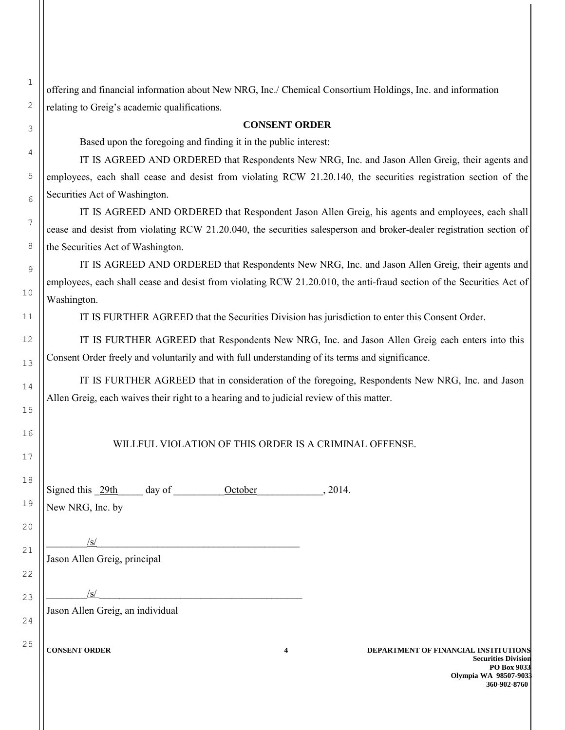offering and financial information about New NRG, Inc./ Chemical Consortium Holdings, Inc. and information relating to Greig's academic qualifications.

**CONSENT ORDER**

Based upon the foregoing and finding it in the public interest:

IT IS AGREED AND ORDERED that Respondents New NRG, Inc. and Jason Allen Greig, their agents and employees, each shall cease and desist from violating RCW 21.20.140, the securities registration section of the Securities Act of Washington.

IT IS AGREED AND ORDERED that Respondent Jason Allen Greig, his agents and employees, each shall cease and desist from violating RCW 21.20.040, the securities salesperson and broker-dealer registration section of the Securities Act of Washington.

IT IS AGREED AND ORDERED that Respondents New NRG, Inc. and Jason Allen Greig, their agents and employees, each shall cease and desist from violating RCW 21.20.010, the anti-fraud section of the Securities Act of Washington.

IT IS FURTHER AGREED that the Securities Division has jurisdiction to enter this Consent Order.

IT IS FURTHER AGREED that Respondents New NRG, Inc. and Jason Allen Greig each enters into this Consent Order freely and voluntarily and with full understanding of its terms and significance.

IT IS FURTHER AGREED that in consideration of the foregoing, Respondents New NRG, Inc. and Jason Allen Greig, each waives their right to a hearing and to judicial review of this matter.

WILLFUL VIOLATION OF THIS ORDER IS A CRIMINAL OFFENSE.

Signed this 29th day of October, 2014.

New NRG, Inc. by

/s/
Jason Allen Greig, principal

/s/
Jason Allen Greig, an individual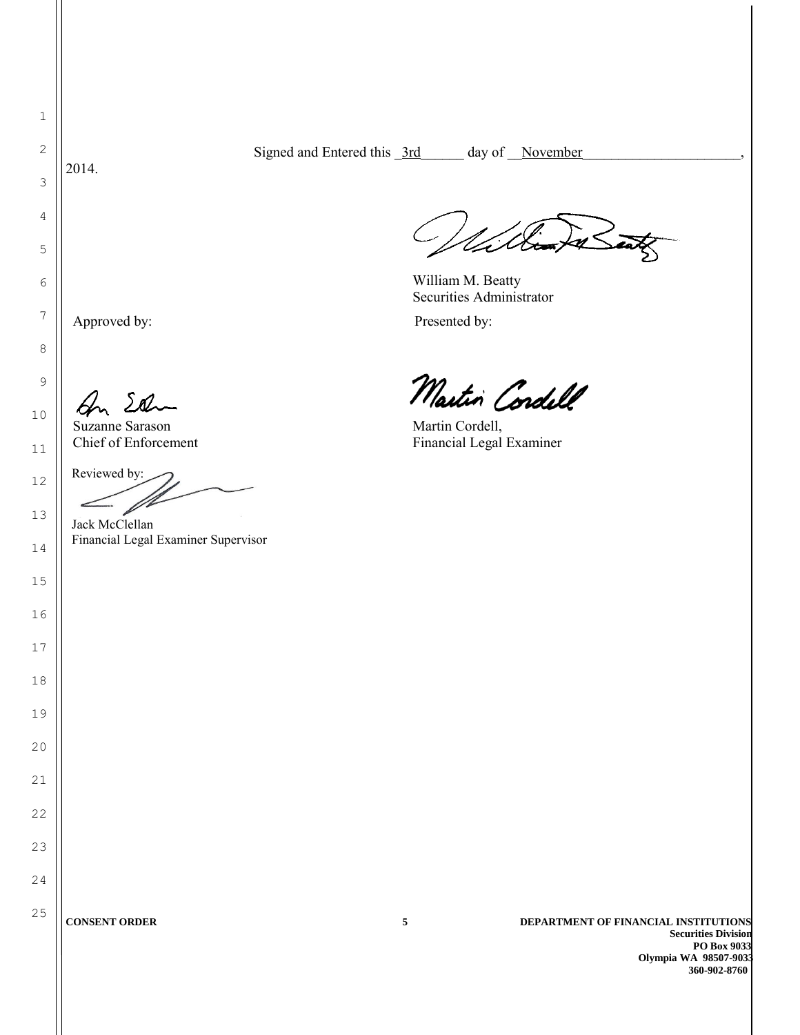Signed and Entered this _3rd______ day of __November______________________, 2014.

William M. Beatty
Securities Administrator

Approved by:

Suzanne Sarason
Chief of Enforcement

Reviewed by:

Jack McClellan
Financial Legal Examiner Supervisor

Presented by:

Martin Cordell,
Financial Legal Examiner

**CONSENT ORDER**

**DEPARTMENT OF FINANCIAL INSTITUTIONS**
**Securities Division**
**PO Box 9033**
**Olympia WA 98507-9033**
**360-902-8760**